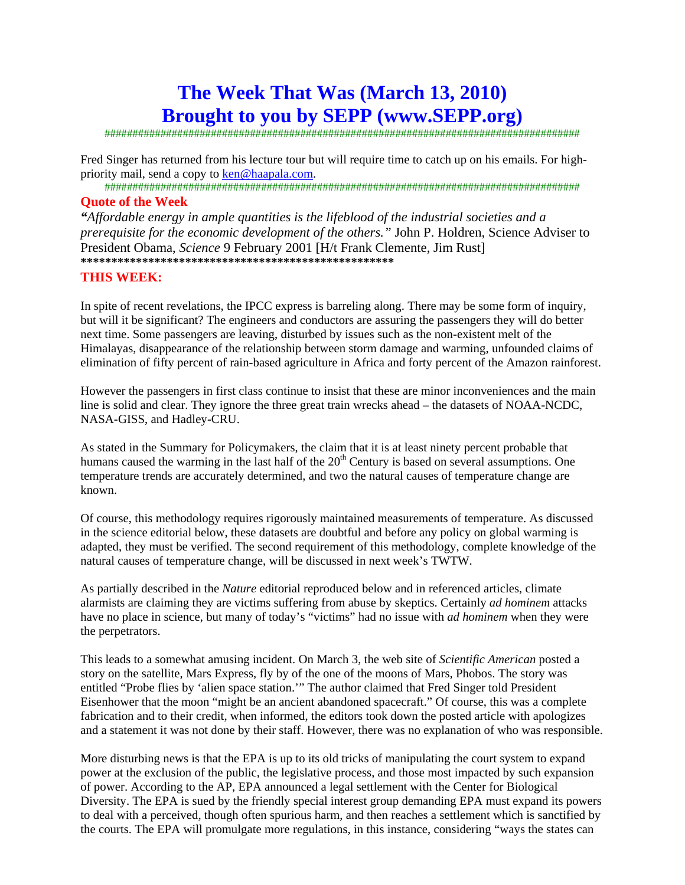# The Week That Was (March 13, 2010)
# Brought to you by SEPP (www.SEPP.org)

###################################################################################

Fred Singer has returned from his lecture tour but will require time to catch up on his emails. For high-priority mail, send a copy to ken@haapala.com.

###################################################################################

## Quote of the Week

*"Affordable energy in ample quantities is the lifeblood of the industrial societies and a prerequisite for the economic development of the others."* John P. Holdren, Science Adviser to President Obama, *Science* 9 February 2001 [H/t Frank Clemente, Jim Rust]

**************************************************

## THIS WEEK:

In spite of recent revelations, the IPCC express is barreling along. There may be some form of inquiry, but will it be significant? The engineers and conductors are assuring the passengers they will do better next time. Some passengers are leaving, disturbed by issues such as the non-existent melt of the Himalayas, disappearance of the relationship between storm damage and warming, unfounded claims of elimination of fifty percent of rain-based agriculture in Africa and forty percent of the Amazon rainforest.

However the passengers in first class continue to insist that these are minor inconveniences and the main line is solid and clear. They ignore the three great train wrecks ahead – the datasets of NOAA-NCDC, NASA-GISS, and Hadley-CRU.

As stated in the Summary for Policymakers, the claim that it is at least ninety percent probable that humans caused the warming in the last half of the 20th Century is based on several assumptions. One temperature trends are accurately determined, and two the natural causes of temperature change are known.

Of course, this methodology requires rigorously maintained measurements of temperature. As discussed in the science editorial below, these datasets are doubtful and before any policy on global warming is adapted, they must be verified. The second requirement of this methodology, complete knowledge of the natural causes of temperature change, will be discussed in next week's TWTW.

As partially described in the *Nature* editorial reproduced below and in referenced articles, climate alarmists are claiming they are victims suffering from abuse by skeptics. Certainly *ad hominem* attacks have no place in science, but many of today's "victims" had no issue with *ad hominem* when they were the perpetrators.

This leads to a somewhat amusing incident. On March 3, the web site of *Scientific American* posted a story on the satellite, Mars Express, fly by of the one of the moons of Mars, Phobos. The story was entitled "Probe flies by 'alien space station.'" The author claimed that Fred Singer told President Eisenhower that the moon "might be an ancient abandoned spacecraft." Of course, this was a complete fabrication and to their credit, when informed, the editors took down the posted article with apologizes and a statement it was not done by their staff. However, there was no explanation of who was responsible.

More disturbing news is that the EPA is up to its old tricks of manipulating the court system to expand power at the exclusion of the public, the legislative process, and those most impacted by such expansion of power. According to the AP, EPA announced a legal settlement with the Center for Biological Diversity. The EPA is sued by the friendly special interest group demanding EPA must expand its powers to deal with a perceived, though often spurious harm, and then reaches a settlement which is sanctified by the courts. The EPA will promulgate more regulations, in this instance, considering "ways the states can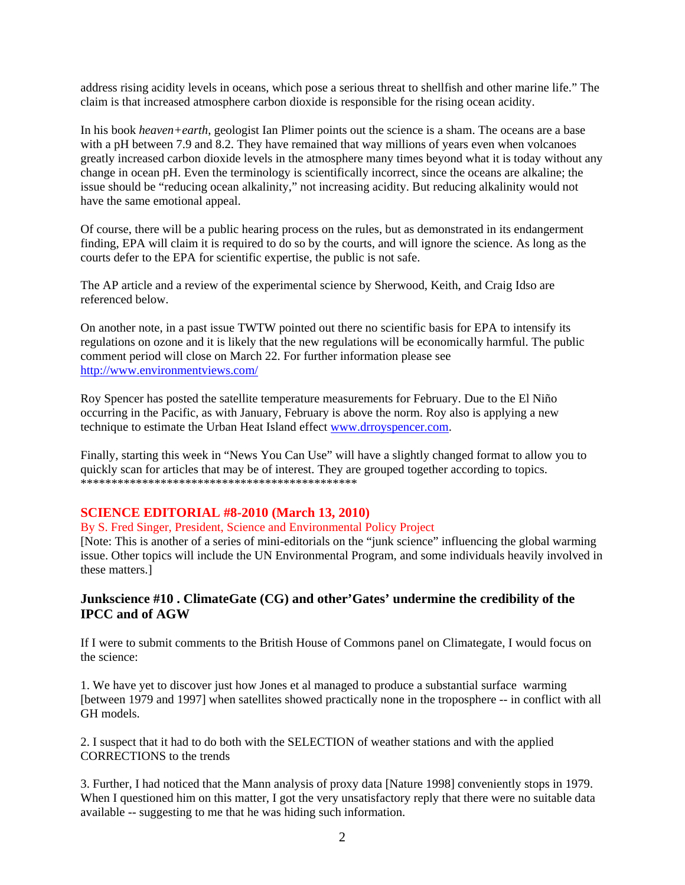address rising acidity levels in oceans, which pose a serious threat to shellfish and other marine life." The claim is that increased atmosphere carbon dioxide is responsible for the rising ocean acidity.

In his book *heaven+earth*, geologist Ian Plimer points out the science is a sham. The oceans are a base with a pH between 7.9 and 8.2. They have remained that way millions of years even when volcanoes greatly increased carbon dioxide levels in the atmosphere many times beyond what it is today without any change in ocean pH. Even the terminology is scientifically incorrect, since the oceans are alkaline; the issue should be "reducing ocean alkalinity," not increasing acidity. But reducing alkalinity would not have the same emotional appeal.

Of course, there will be a public hearing process on the rules, but as demonstrated in its endangerment finding, EPA will claim it is required to do so by the courts, and will ignore the science. As long as the courts defer to the EPA for scientific expertise, the public is not safe.

The AP article and a review of the experimental science by Sherwood, Keith, and Craig Idso are referenced below.

On another note, in a past issue TWTW pointed out there no scientific basis for EPA to intensify its regulations on ozone and it is likely that the new regulations will be economically harmful. The public comment period will close on March 22. For further information please see http://www.environmentviews.com/

Roy Spencer has posted the satellite temperature measurements for February. Due to the El Niño occurring in the Pacific, as with January, February is above the norm. Roy also is applying a new technique to estimate the Urban Heat Island effect www.drroyspencer.com.

Finally, starting this week in "News You Can Use" will have a slightly changed format to allow you to quickly scan for articles that may be of interest. They are grouped together according to topics.
**********************************************

## SCIENCE EDITORIAL #8-2010 (March 13, 2010)

By S. Fred Singer, President, Science and Environmental Policy Project

[Note: This is another of a series of mini-editorials on the "junk science" influencing the global warming issue. Other topics will include the UN Environmental Program, and some individuals heavily involved in these matters.]

### Junkscience #10 . ClimateGate (CG) and other'Gates' undermine the credibility of the IPCC and of AGW

If I were to submit comments to the British House of Commons panel on Climategate, I would focus on the science:

1. We have yet to discover just how Jones et al managed to produce a substantial surface warming [between 1979 and 1997] when satellites showed practically none in the troposphere -- in conflict with all GH models.

2. I suspect that it had to do both with the SELECTION of weather stations and with the applied CORRECTIONS to the trends

3. Further, I had noticed that the Mann analysis of proxy data [Nature 1998] conveniently stops in 1979. When I questioned him on this matter, I got the very unsatisfactory reply that there were no suitable data available -- suggesting to me that he was hiding such information.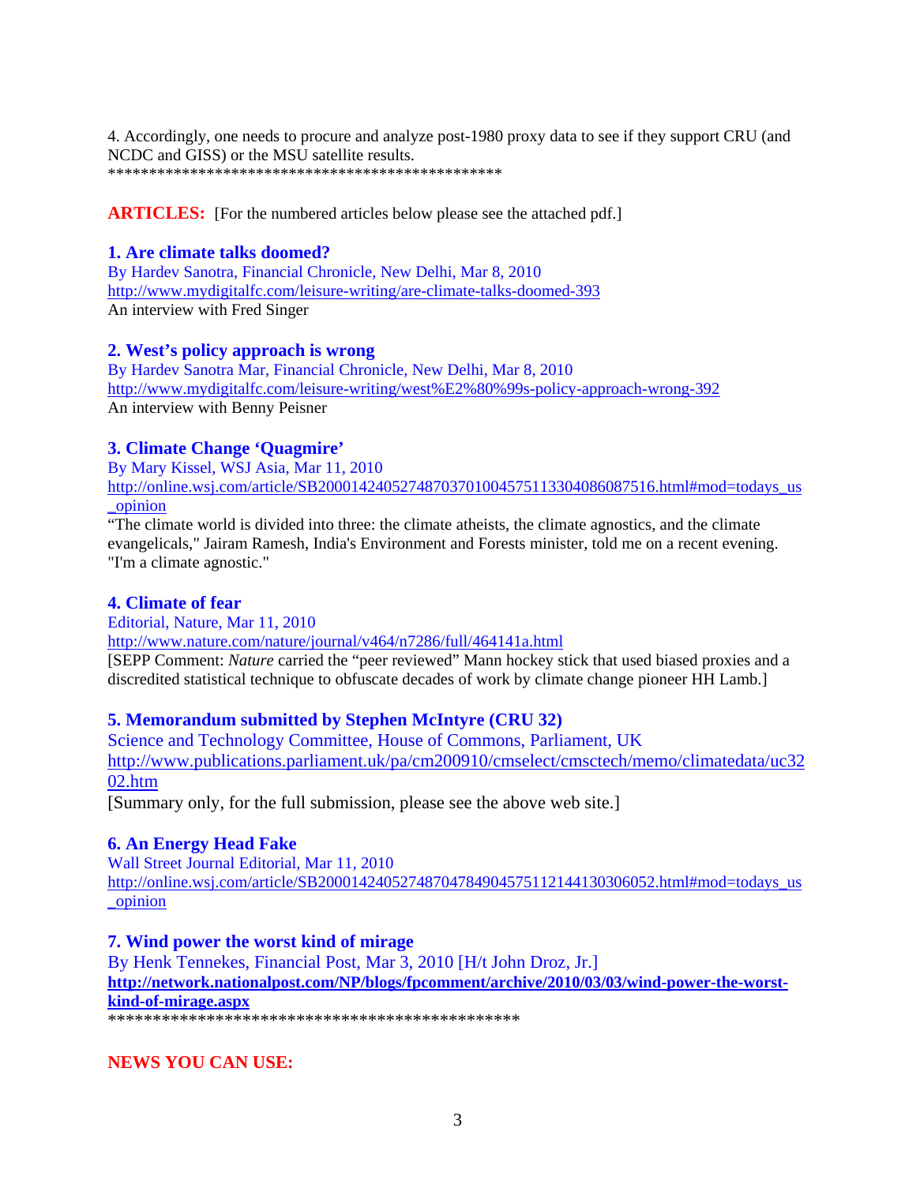4. Accordingly, one needs to procure and analyze post-1980 proxy data to see if they support CRU (and NCDC and GISS) or the MSU satellite results.

**************************************************

**ARTICLES:** [For the numbered articles below please see the attached pdf.]

### 1. Are climate talks doomed?

By Hardev Sanotra, Financial Chronicle, New Delhi, Mar 8, 2010
http://www.mydigitalfc.com/leisure-writing/are-climate-talks-doomed-393
An interview with Fred Singer

### 2. West's policy approach is wrong

By Hardev Sanotra Mar, Financial Chronicle, New Delhi, Mar 8, 2010
http://www.mydigitalfc.com/leisure-writing/west%E2%80%99s-policy-approach-wrong-392
An interview with Benny Peisner

### 3. Climate Change 'Quagmire'

By Mary Kissel, WSJ Asia, Mar 11, 2010
http://online.wsj.com/article/SB20001424052748703701004575113304086087516.html#mod=todays_us_opinion
"The climate world is divided into three: the climate atheists, the climate agnostics, and the climate evangelicals," Jairam Ramesh, India's Environment and Forests minister, told me on a recent evening. "I'm a climate agnostic."

### 4. Climate of fear

Editorial, Nature, Mar 11, 2010
http://www.nature.com/nature/journal/v464/n7286/full/464141a.html
[SEPP Comment: *Nature* carried the "peer reviewed" Mann hockey stick that used biased proxies and a discredited statistical technique to obfuscate decades of work by climate change pioneer HH Lamb.]

### 5. Memorandum submitted by Stephen McIntyre (CRU 32)

Science and Technology Committee, House of Commons, Parliament, UK
http://www.publications.parliament.uk/pa/cm200910/cmselect/cmsctech/memo/climatedata/uc3202.htm
[Summary only, for the full submission, please see the above web site.]

### 6. An Energy Head Fake

Wall Street Journal Editorial, Mar 11, 2010
http://online.wsj.com/article/SB20001424052748704784904575112144130306052.html#mod=todays_us_opinion

### 7. Wind power the worst kind of mirage

By Henk Tennekes, Financial Post, Mar 3, 2010 [H/t John Droz, Jr.]
**http://network.nationalpost.com/NP/blogs/fpcomment/archive/2010/03/03/wind-power-the-worst-kind-of-mirage.aspx**

**************************************************

**NEWS YOU CAN USE:**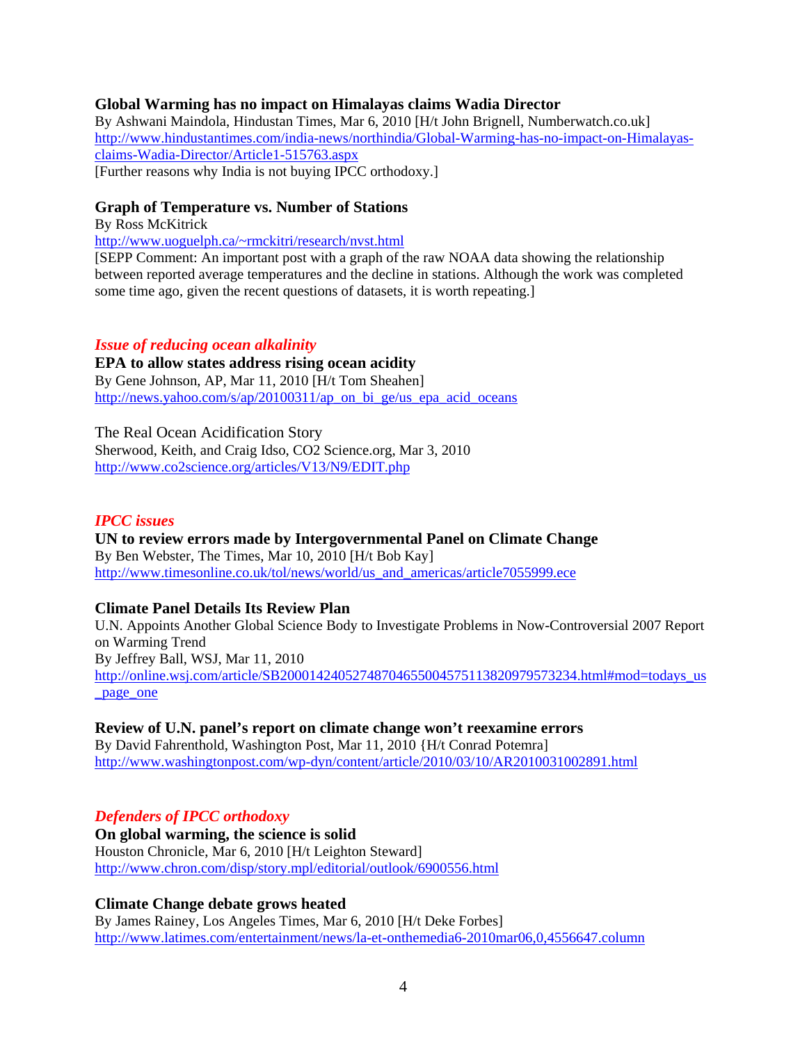**Global Warming has no impact on Himalayas claims Wadia Director**
By Ashwani Maindola, Hindustan Times, Mar 6, 2010 [H/t John Brignell, Numberwatch.co.uk]
http://www.hindustantimes.com/india-news/northindia/Global-Warming-has-no-impact-on-Himalayas-claims-Wadia-Director/Article1-515763.aspx
[Further reasons why India is not buying IPCC orthodoxy.]

**Graph of Temperature vs. Number of Stations**
By Ross McKitrick
http://www.uoguelph.ca/~rmckitri/research/nvst.html
[SEPP Comment: An important post with a graph of the raw NOAA data showing the relationship between reported average temperatures and the decline in stations. Although the work was completed some time ago, given the recent questions of datasets, it is worth repeating.]

## *Issue of reducing ocean alkalinity*

**EPA to allow states address rising ocean acidity**
By Gene Johnson, AP, Mar 11, 2010 [H/t Tom Sheahen]
http://news.yahoo.com/s/ap/20100311/ap_on_bi_ge/us_epa_acid_oceans

The Real Ocean Acidification Story
Sherwood, Keith, and Craig Idso, CO2 Science.org, Mar 3, 2010
http://www.co2science.org/articles/V13/N9/EDIT.php

## *IPCC issues*

**UN to review errors made by Intergovernmental Panel on Climate Change**
By Ben Webster, The Times, Mar 10, 2010 [H/t Bob Kay]
http://www.timesonline.co.uk/tol/news/world/us_and_americas/article7055999.ece

**Climate Panel Details Its Review Plan**
U.N. Appoints Another Global Science Body to Investigate Problems in Now-Controversial 2007 Report on Warming Trend
By Jeffrey Ball, WSJ, Mar 11, 2010
http://online.wsj.com/article/SB20001424052748704655004575113820979573234.html#mod=todays_us_page_one

**Review of U.N. panel's report on climate change won't reexamine errors**
By David Fahrenthold, Washington Post, Mar 11, 2010 {H/t Conrad Potemra]
http://www.washingtonpost.com/wp-dyn/content/article/2010/03/10/AR2010031002891.html

## *Defenders of IPCC orthodoxy*

**On global warming, the science is solid**
Houston Chronicle, Mar 6, 2010 [H/t Leighton Steward]
http://www.chron.com/disp/story.mpl/editorial/outlook/6900556.html

**Climate Change debate grows heated**
By James Rainey, Los Angeles Times, Mar 6, 2010 [H/t Deke Forbes]
http://www.latimes.com/entertainment/news/la-et-onthemedia6-2010mar06,0,4556647.column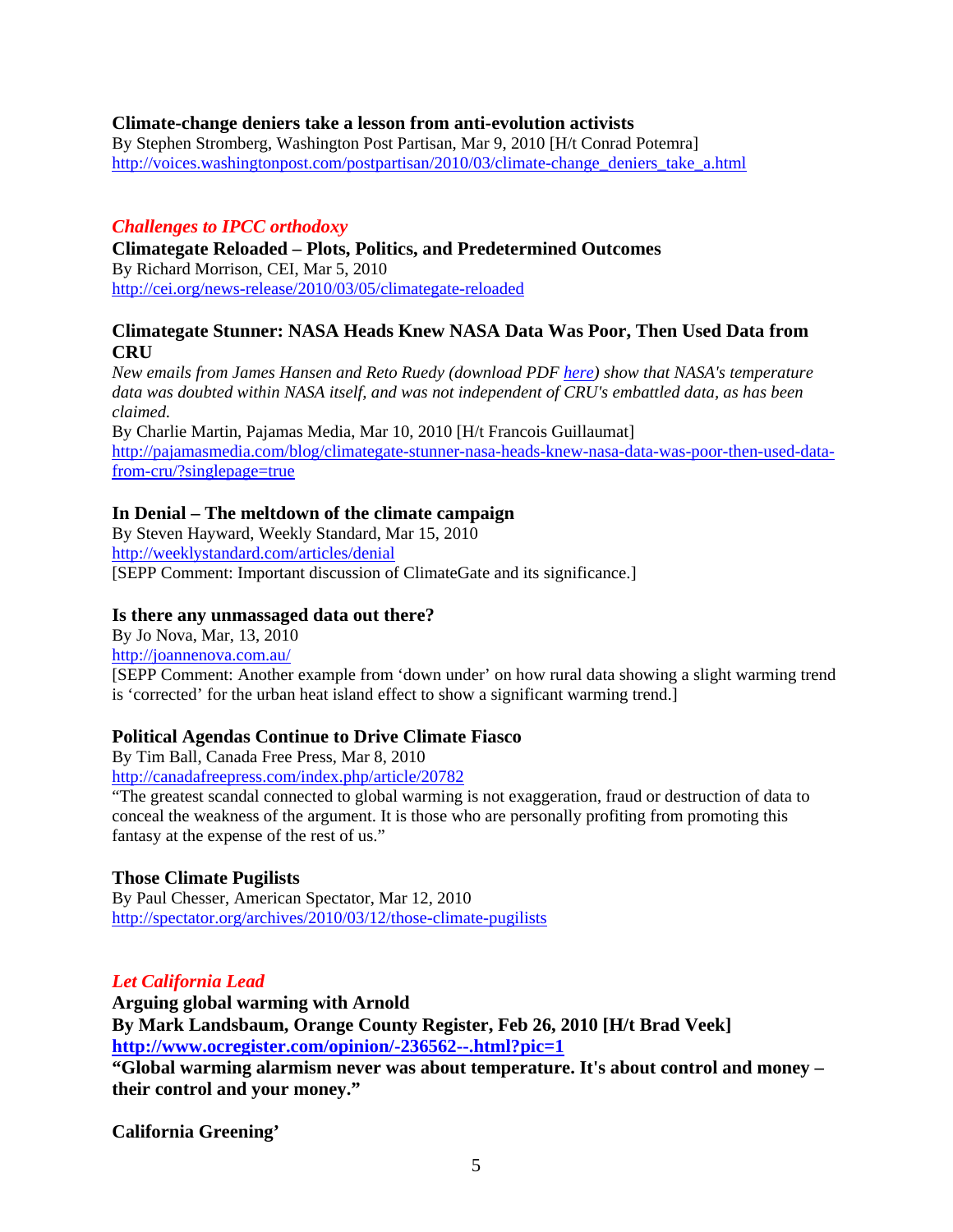**Climate-change deniers take a lesson from anti-evolution activists**
By Stephen Stromberg, Washington Post Partisan, Mar 9, 2010 [H/t Conrad Potemra]
http://voices.washingtonpost.com/postpartisan/2010/03/climate-change_deniers_take_a.html

## *Challenges to IPCC orthodoxy*

**Climategate Reloaded – Plots, Politics, and Predetermined Outcomes**
By Richard Morrison, CEI, Mar 5, 2010
http://cei.org/news-release/2010/03/05/climategate-reloaded

**Climategate Stunner: NASA Heads Knew NASA Data Was Poor, Then Used Data from CRU**
*New emails from James Hansen and Reto Ruedy (download PDF here) show that NASA's temperature data was doubted within NASA itself, and was not independent of CRU's embattled data, as has been claimed.*
By Charlie Martin, Pajamas Media, Mar 10, 2010 [H/t Francois Guillaumat]
http://pajamasmedia.com/blog/climategate-stunner-nasa-heads-knew-nasa-data-was-poor-then-used-data-from-cru/?singlepage=true

**In Denial – The meltdown of the climate campaign**
By Steven Hayward, Weekly Standard, Mar 15, 2010
http://weeklystandard.com/articles/denial
[SEPP Comment: Important discussion of ClimateGate and its significance.]

**Is there any unmassaged data out there?**
By Jo Nova, Mar, 13, 2010
http://joannenova.com.au/
[SEPP Comment: Another example from 'down under' on how rural data showing a slight warming trend is 'corrected' for the urban heat island effect to show a significant warming trend.]

**Political Agendas Continue to Drive Climate Fiasco**
By Tim Ball, Canada Free Press, Mar 8, 2010
http://canadafreepress.com/index.php/article/20782
"The greatest scandal connected to global warming is not exaggeration, fraud or destruction of data to conceal the weakness of the argument. It is those who are personally profiting from promoting this fantasy at the expense of the rest of us."

**Those Climate Pugilists**
By Paul Chesser, American Spectator, Mar 12, 2010
http://spectator.org/archives/2010/03/12/those-climate-pugilists

## *Let California Lead*

**Arguing global warming with Arnold**
**By Mark Landsbaum, Orange County Register, Feb 26, 2010 [H/t Brad Veek]**
**http://www.ocregister.com/opinion/-236562--.html?pic=1**
**"Global warming alarmism never was about temperature. It's about control and money – their control and your money."**

**California Greening'**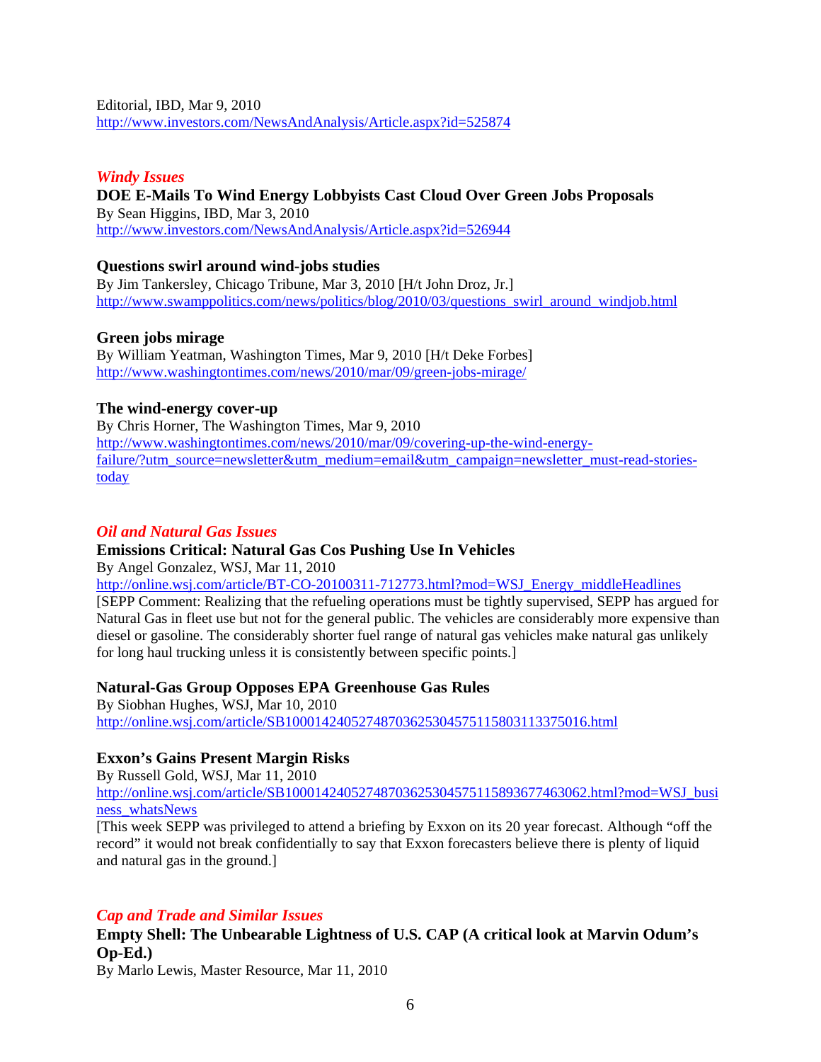Editorial, IBD, Mar 9, 2010
http://www.investors.com/NewsAndAnalysis/Article.aspx?id=525874

### *Windy Issues*

**DOE E-Mails To Wind Energy Lobbyists Cast Cloud Over Green Jobs Proposals**
By Sean Higgins, IBD, Mar 3, 2010
http://www.investors.com/NewsAndAnalysis/Article.aspx?id=526944

**Questions swirl around wind-jobs studies**
By Jim Tankersley, Chicago Tribune, Mar 3, 2010 [H/t John Droz, Jr.]
http://www.swamppolitics.com/news/politics/blog/2010/03/questions_swirl_around_windjob.html

**Green jobs mirage**
By William Yeatman, Washington Times, Mar 9, 2010 [H/t Deke Forbes]
http://www.washingtontimes.com/news/2010/mar/09/green-jobs-mirage/

**The wind-energy cover-up**
By Chris Horner, The Washington Times, Mar 9, 2010
http://www.washingtontimes.com/news/2010/mar/09/covering-up-the-wind-energy-failure/?utm_source=newsletter&utm_medium=email&utm_campaign=newsletter_must-read-stories-today

### *Oil and Natural Gas Issues*

**Emissions Critical: Natural Gas Cos Pushing Use In Vehicles**
By Angel Gonzalez, WSJ, Mar 11, 2010
http://online.wsj.com/article/BT-CO-20100311-712773.html?mod=WSJ_Energy_middleHeadlines
[SEPP Comment: Realizing that the refueling operations must be tightly supervised, SEPP has argued for Natural Gas in fleet use but not for the general public. The vehicles are considerably more expensive than diesel or gasoline. The considerably shorter fuel range of natural gas vehicles make natural gas unlikely for long haul trucking unless it is consistently between specific points.]

**Natural-Gas Group Opposes EPA Greenhouse Gas Rules**
By Siobhan Hughes, WSJ, Mar 10, 2010
http://online.wsj.com/article/SB10001424052748703625304575115803113375016.html

**Exxon's Gains Present Margin Risks**
By Russell Gold, WSJ, Mar 11, 2010
http://online.wsj.com/article/SB10001424052748703625304575115893677463062.html?mod=WSJ_business_whatsNews
[This week SEPP was privileged to attend a briefing by Exxon on its 20 year forecast. Although "off the record" it would not break confidentially to say that Exxon forecasters believe there is plenty of liquid and natural gas in the ground.]

### *Cap and Trade and Similar Issues*

**Empty Shell: The Unbearable Lightness of U.S. CAP (A critical look at Marvin Odum's Op-Ed.)**
By Marlo Lewis, Master Resource, Mar 11, 2010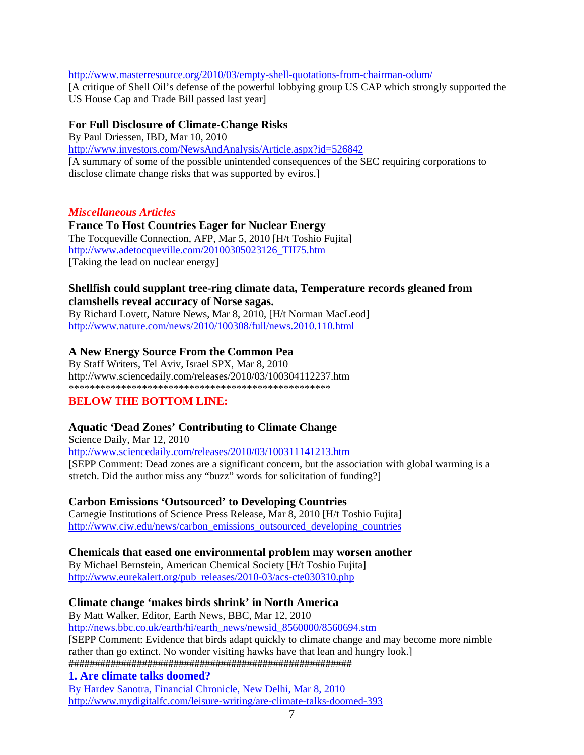http://www.masterresource.org/2010/03/empty-shell-quotations-from-chairman-odum/
[A critique of Shell Oil's defense of the powerful lobbying group US CAP which strongly supported the US House Cap and Trade Bill passed last year]

**For Full Disclosure of Climate-Change Risks**
By Paul Driessen, IBD, Mar 10, 2010
http://www.investors.com/NewsAndAnalysis/Article.aspx?id=526842
[A summary of some of the possible unintended consequences of the SEC requiring corporations to disclose climate change risks that was supported by eviros.]

### *Miscellaneous Articles*

**France To Host Countries Eager for Nuclear Energy**
The Tocqueville Connection, AFP, Mar 5, 2010 [H/t Toshio Fujita]
http://www.adetocqueville.com/20100305023126_TII75.htm
[Taking the lead on nuclear energy]

**Shellfish could supplant tree-ring climate data, Temperature records gleaned from clamshells reveal accuracy of Norse sagas.**
By Richard Lovett, Nature News, Mar 8, 2010, [H/t Norman MacLeod]
http://www.nature.com/news/2010/100308/full/news.2010.110.html

**A New Energy Source From the Common Pea**
By Staff Writers, Tel Aviv, Israel SPX, Mar 8, 2010
http://www.sciencedaily.com/releases/2010/03/100304112237.htm
**************************************************

## BELOW THE BOTTOM LINE:

**Aquatic 'Dead Zones' Contributing to Climate Change**
Science Daily, Mar 12, 2010
http://www.sciencedaily.com/releases/2010/03/100311141213.htm
[SEPP Comment: Dead zones are a significant concern, but the association with global warming is a stretch. Did the author miss any "buzz" words for solicitation of funding?]

**Carbon Emissions 'Outsourced' to Developing Countries**
Carnegie Institutions of Science Press Release, Mar 8, 2010 [H/t Toshio Fujita]
http://www.ciw.edu/news/carbon_emissions_outsourced_developing_countries

**Chemicals that eased one environmental problem may worsen another**
By Michael Bernstein, American Chemical Society [H/t Toshio Fujita]
http://www.eurekalert.org/pub_releases/2010-03/acs-cte030310.php

**Climate change 'makes birds shrink' in North America**
By Matt Walker, Editor, Earth News, BBC, Mar 12, 2010
http://news.bbc.co.uk/earth/hi/earth_news/newsid_8560000/8560694.stm
[SEPP Comment: Evidence that birds adapt quickly to climate change and may become more nimble rather than go extinct. No wonder visiting hawks have that lean and hungry look.]
########################################################

### 1. Are climate talks doomed?

By Hardev Sanotra, Financial Chronicle, New Delhi, Mar 8, 2010
http://www.mydigitalfc.com/leisure-writing/are-climate-talks-doomed-393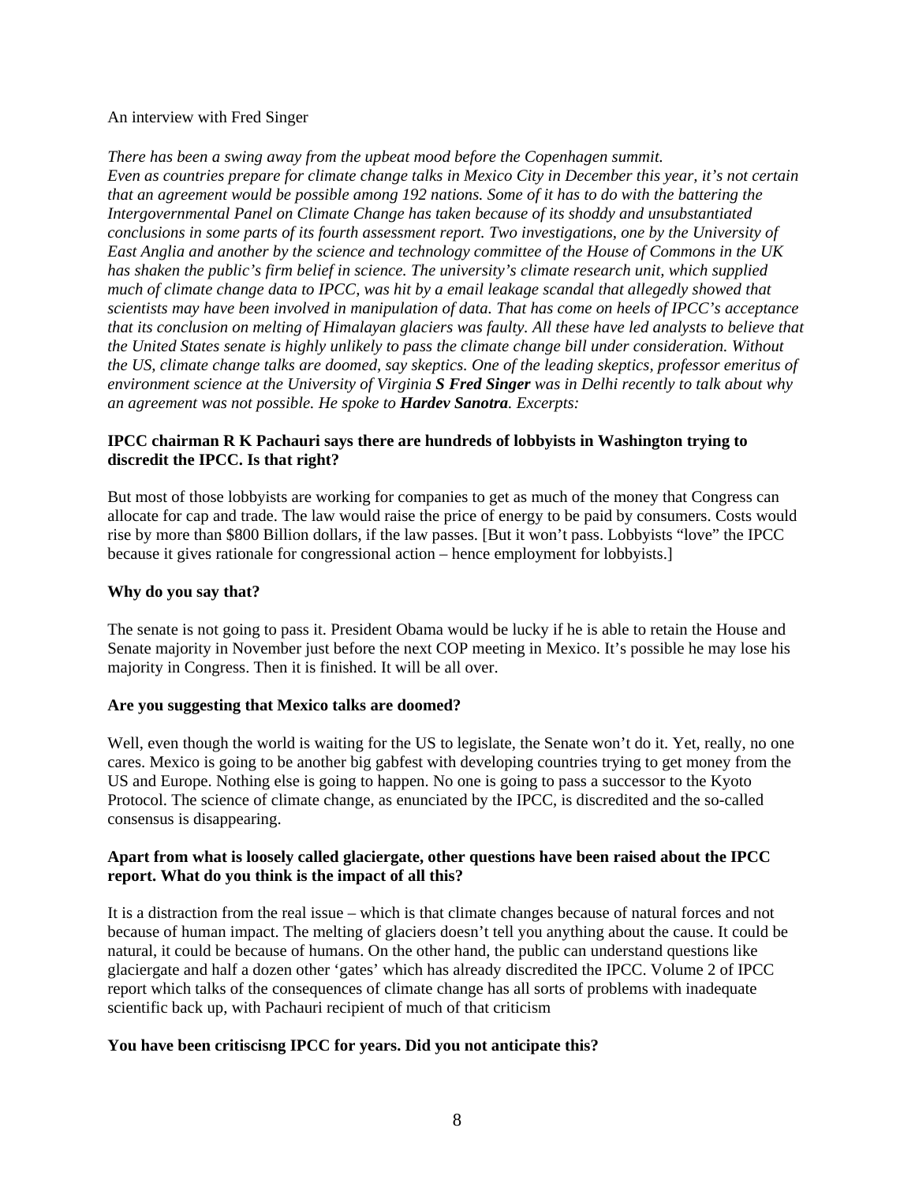An interview with Fred Singer

*There has been a swing away from the upbeat mood before the Copenhagen summit. Even as countries prepare for climate change talks in Mexico City in December this year, it's not certain that an agreement would be possible among 192 nations. Some of it has to do with the battering the Intergovernmental Panel on Climate Change has taken because of its shoddy and unsubstantiated conclusions in some parts of its fourth assessment report. Two investigations, one by the University of East Anglia and another by the science and technology committee of the House of Commons in the UK has shaken the public's firm belief in science. The university's climate research unit, which supplied much of climate change data to IPCC, was hit by a email leakage scandal that allegedly showed that scientists may have been involved in manipulation of data. That has come on heels of IPCC's acceptance that its conclusion on melting of Himalayan glaciers was faulty. All these have led analysts to believe that the United States senate is highly unlikely to pass the climate change bill under consideration. Without the US, climate change talks are doomed, say skeptics. One of the leading skeptics, professor emeritus of environment science at the University of Virginia **S Fred Singer** was in Delhi recently to talk about why an agreement was not possible. He spoke to **Hardev Sanotra**. Excerpts:*

**IPCC chairman R K Pachauri says there are hundreds of lobbyists in Washington trying to discredit the IPCC. Is that right?**

But most of those lobbyists are working for companies to get as much of the money that Congress can allocate for cap and trade. The law would raise the price of energy to be paid by consumers. Costs would rise by more than $800 Billion dollars, if the law passes. [But it won't pass. Lobbyists "love" the IPCC because it gives rationale for congressional action – hence employment for lobbyists.]

**Why do you say that?**

The senate is not going to pass it. President Obama would be lucky if he is able to retain the House and Senate majority in November just before the next COP meeting in Mexico. It's possible he may lose his majority in Congress. Then it is finished. It will be all over.

**Are you suggesting that Mexico talks are doomed?**

Well, even though the world is waiting for the US to legislate, the Senate won't do it. Yet, really, no one cares. Mexico is going to be another big gabfest with developing countries trying to get money from the US and Europe. Nothing else is going to happen. No one is going to pass a successor to the Kyoto Protocol. The science of climate change, as enunciated by the IPCC, is discredited and the so-called consensus is disappearing.

**Apart from what is loosely called glaciergate, other questions have been raised about the IPCC report. What do you think is the impact of all this?**

It is a distraction from the real issue – which is that climate changes because of natural forces and not because of human impact. The melting of glaciers doesn't tell you anything about the cause. It could be natural, it could be because of humans. On the other hand, the public can understand questions like glaciergate and half a dozen other 'gates' which has already discredited the IPCC. Volume 2 of IPCC report which talks of the consequences of climate change has all sorts of problems with inadequate scientific back up, with Pachauri recipient of much of that criticism

**You have been critiscisng IPCC for years. Did you not anticipate this?**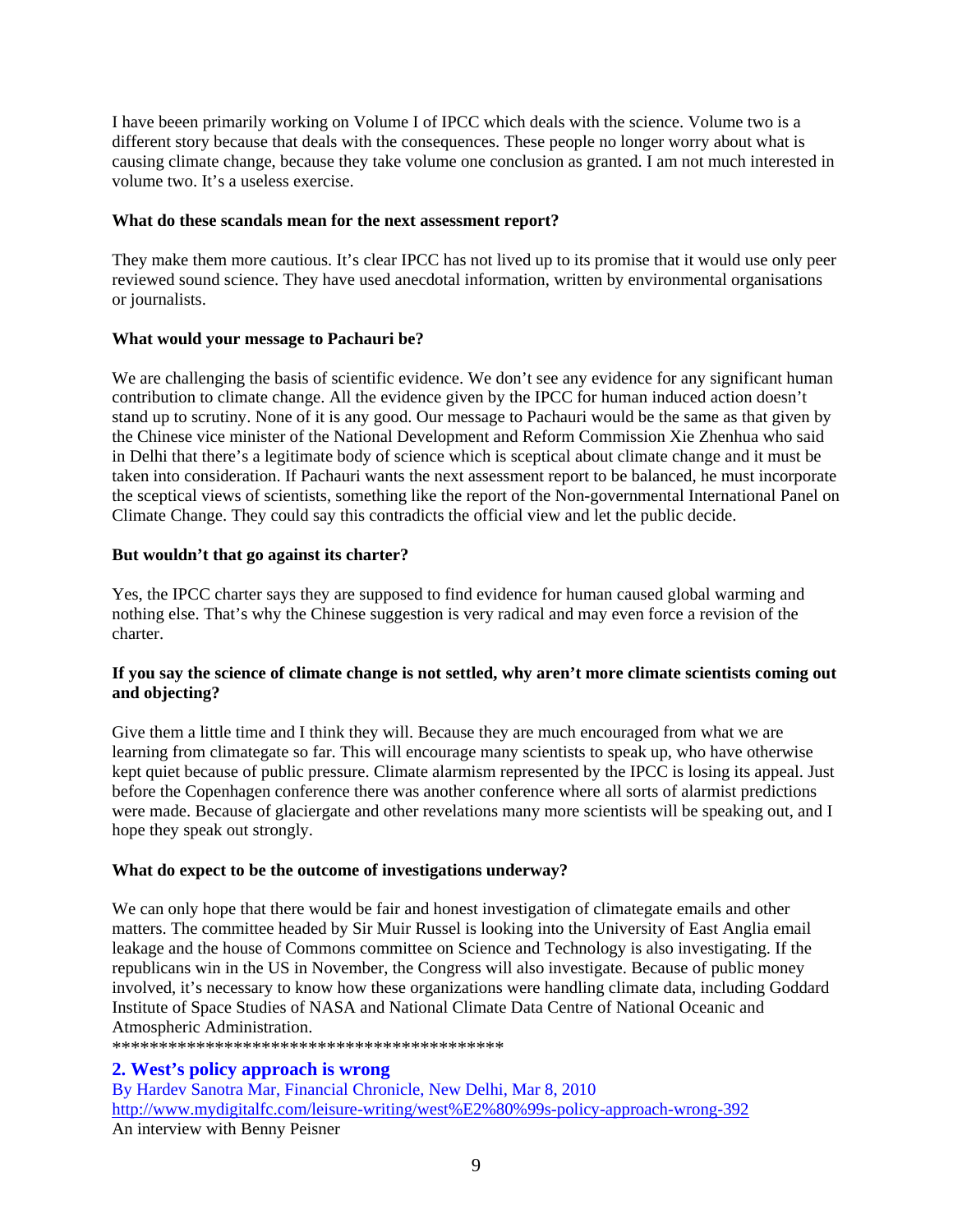I have beeen primarily working on Volume I of IPCC which deals with the science. Volume two is a different story because that deals with the consequences. These people no longer worry about what is causing climate change, because they take volume one conclusion as granted. I am not much interested in volume two. It's a useless exercise.

**What do these scandals mean for the next assessment report?**

They make them more cautious. It's clear IPCC has not lived up to its promise that it would use only peer reviewed sound science. They have used anecdotal information, written by environmental organisations or journalists.

**What would your message to Pachauri be?**

We are challenging the basis of scientific evidence. We don't see any evidence for any significant human contribution to climate change. All the evidence given by the IPCC for human induced action doesn't stand up to scrutiny. None of it is any good. Our message to Pachauri would be the same as that given by the Chinese vice minister of the National Development and Reform Commission Xie Zhenhua who said in Delhi that there's a legitimate body of science which is sceptical about climate change and it must be taken into consideration. If Pachauri wants the next assessment report to be balanced, he must incorporate the sceptical views of scientists, something like the report of the Non-governmental International Panel on Climate Change. They could say this contradicts the official view and let the public decide.

**But wouldn't that go against its charter?**

Yes, the IPCC charter says they are supposed to find evidence for human caused global warming and nothing else. That's why the Chinese suggestion is very radical and may even force a revision of the charter.

**If you say the science of climate change is not settled, why aren't more climate scientists coming out and objecting?**

Give them a little time and I think they will. Because they are much encouraged from what we are learning from climategate so far. This will encourage many scientists to speak up, who have otherwise kept quiet because of public pressure. Climate alarmism represented by the IPCC is losing its appeal. Just before the Copenhagen conference there was another conference where all sorts of alarmist predictions were made. Because of glaciergate and other revelations many more scientists will be speaking out, and I hope they speak out strongly.

**What do expect to be the outcome of investigations underway?**

We can only hope that there would be fair and honest investigation of climategate emails and other matters. The committee headed by Sir Muir Russel is looking into the University of East Anglia email leakage and the house of Commons committee on Science and Technology is also investigating. If the republicans win in the US in November, the Congress will also investigate. Because of public money involved, it's necessary to know how these organizations were handling climate data, including Goddard Institute of Space Studies of NASA and National Climate Data Centre of National Oceanic and Atmospheric Administration.

*******************************************

## 2. West's policy approach is wrong

By Hardev Sanotra Mar, Financial Chronicle, New Delhi, Mar 8, 2010
http://www.mydigitalfc.com/leisure-writing/west%E2%80%99s-policy-approach-wrong-392
An interview with Benny Peisner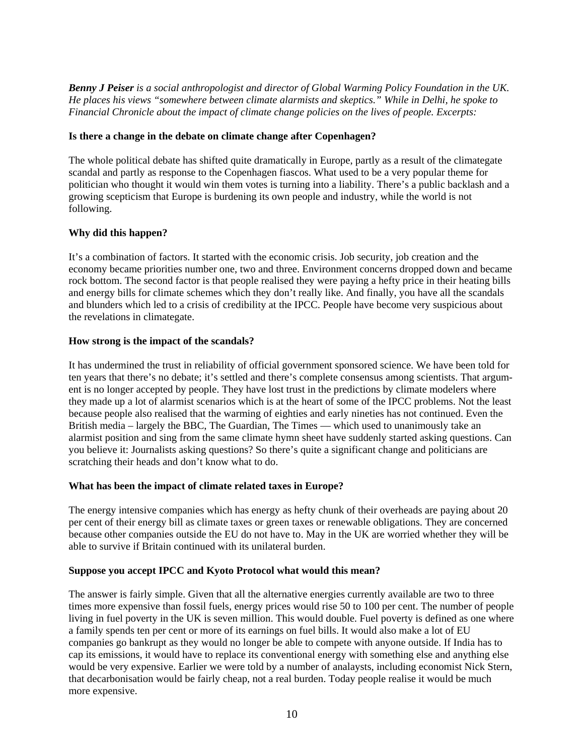***Benny J Peiser** is a social anthropologist and director of Global Warming Policy Foundation in the UK. He places his views "somewhere between climate alarmists and skeptics." While in Delhi, he spoke to Financial Chronicle about the impact of climate change policies on the lives of people. Excerpts:*

**Is there a change in the debate on climate change after Copenhagen?**

The whole political debate has shifted quite dramatically in Europe, partly as a result of the climategate scandal and partly as response to the Copenhagen fiascos. What used to be a very popular theme for politician who thought it would win them votes is turning into a liability. There's a public backlash and a growing scepticism that Europe is burdening its own people and industry, while the world is not following.

**Why did this happen?**

It's a combination of factors. It started with the economic crisis. Job security, job creation and the economy became priorities number one, two and three. Environment concerns dropped down and became rock bottom. The second factor is that people realised they were paying a hefty price in their heating bills and energy bills for climate schemes which they don't really like. And finally, you have all the scandals and blunders which led to a crisis of credibility at the IPCC. People have become very suspicious about the revelations in climategate.

**How strong is the impact of the scandals?**

It has undermined the trust in reliability of official government sponsored science. We have been told for ten years that there's no debate; it's settled and there's complete consensus among scientists. That argument is no longer accepted by people. They have lost trust in the predictions by climate modelers where they made up a lot of alarmist scenarios which is at the heart of some of the IPCC problems. Not the least because people also realised that the warming of eighties and early nineties has not continued. Even the British media – largely the BBC, The Guardian, The Times — which used to unanimously take an alarmist position and sing from the same climate hymn sheet have suddenly started asking questions. Can you believe it: Journalists asking questions? So there's quite a significant change and politicians are scratching their heads and don't know what to do.

**What has been the impact of climate related taxes in Europe?**

The energy intensive companies which has energy as hefty chunk of their overheads are paying about 20 per cent of their energy bill as climate taxes or green taxes or renewable obligations. They are concerned because other companies outside the EU do not have to. May in the UK are worried whether they will be able to survive if Britain continued with its unilateral burden.

**Suppose you accept IPCC and Kyoto Protocol what would this mean?**

The answer is fairly simple. Given that all the alternative energies currently available are two to three times more expensive than fossil fuels, energy prices would rise 50 to 100 per cent. The number of people living in fuel poverty in the UK is seven million. This would double. Fuel poverty is defined as one where a family spends ten per cent or more of its earnings on fuel bills. It would also make a lot of EU companies go bankrupt as they would no longer be able to compete with anyone outside. If India has to cap its emissions, it would have to replace its conventional energy with something else and anything else would be very expensive. Earlier we were told by a number of analaysts, including economist Nick Stern, that decarbonisation would be fairly cheap, not a real burden. Today people realise it would be much more expensive.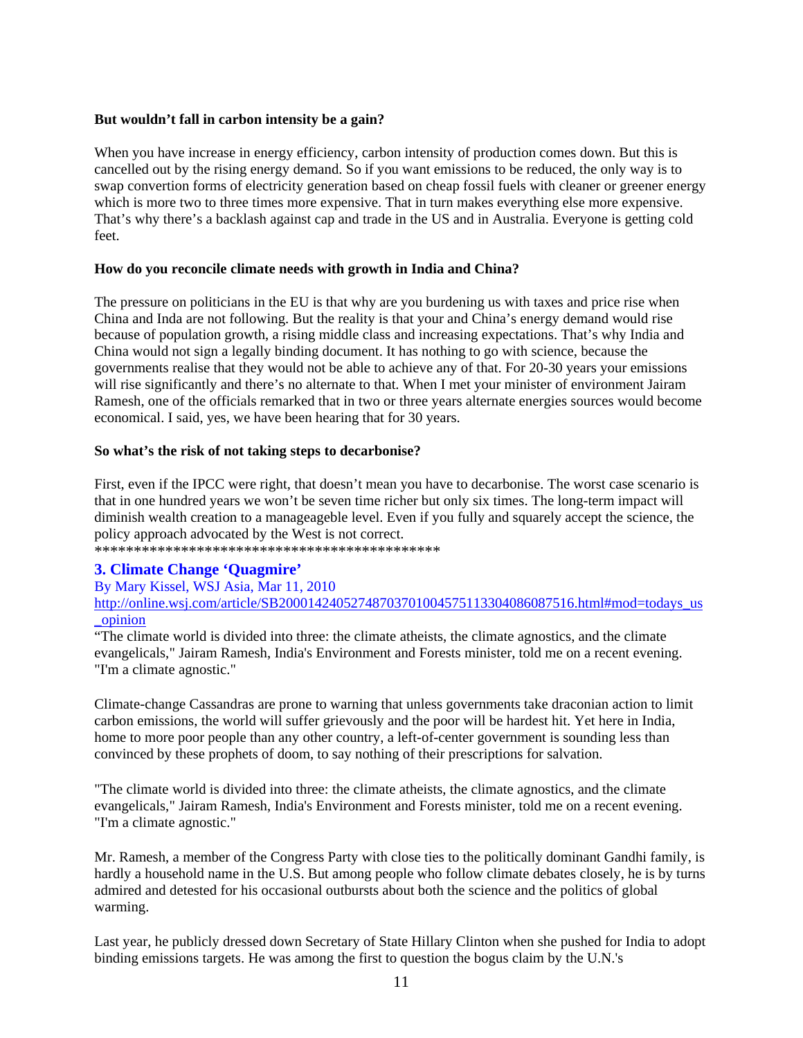**But wouldn't fall in carbon intensity be a gain?**

When you have increase in energy efficiency, carbon intensity of production comes down. But this is cancelled out by the rising energy demand. So if you want emissions to be reduced, the only way is to swap convertion forms of electricity generation based on cheap fossil fuels with cleaner or greener energy which is more two to three times more expensive. That in turn makes everything else more expensive. That's why there's a backlash against cap and trade in the US and in Australia. Everyone is getting cold feet.

**How do you reconcile climate needs with growth in India and China?**

The pressure on politicians in the EU is that why are you burdening us with taxes and price rise when China and Inda are not following. But the reality is that your and China's energy demand would rise because of population growth, a rising middle class and increasing expectations. That's why India and China would not sign a legally binding document. It has nothing to go with science, because the governments realise that they would not be able to achieve any of that. For 20-30 years your emissions will rise significantly and there's no alternate to that. When I met your minister of environment Jairam Ramesh, one of the officials remarked that in two or three years alternate energies sources would become economical. I said, yes, we have been hearing that for 30 years.

**So what's the risk of not taking steps to decarbonise?**

First, even if the IPCC were right, that doesn't mean you have to decarbonise. The worst case scenario is that in one hundred years we won't be seven time richer but only six times. The long-term impact will diminish wealth creation to a manageageble level. Even if you fully and squarely accept the science, the policy approach advocated by the West is not correct.
**********************************************

### 3. Climate Change 'Quagmire'

By Mary Kissel, WSJ Asia, Mar 11, 2010
http://online.wsj.com/article/SB20001424052748703701004575113304086087516.html#mod=todays_us_opinion

"The climate world is divided into three: the climate atheists, the climate agnostics, and the climate evangelicals," Jairam Ramesh, India's Environment and Forests minister, told me on a recent evening. "I'm a climate agnostic."

Climate-change Cassandras are prone to warning that unless governments take draconian action to limit carbon emissions, the world will suffer grievously and the poor will be hardest hit. Yet here in India, home to more poor people than any other country, a left-of-center government is sounding less than convinced by these prophets of doom, to say nothing of their prescriptions for salvation.

"The climate world is divided into three: the climate atheists, the climate agnostics, and the climate evangelicals," Jairam Ramesh, India's Environment and Forests minister, told me on a recent evening. "I'm a climate agnostic."

Mr. Ramesh, a member of the Congress Party with close ties to the politically dominant Gandhi family, is hardly a household name in the U.S. But among people who follow climate debates closely, he is by turns admired and detested for his occasional outbursts about both the science and the politics of global warming.

Last year, he publicly dressed down Secretary of State Hillary Clinton when she pushed for India to adopt binding emissions targets. He was among the first to question the bogus claim by the U.N.'s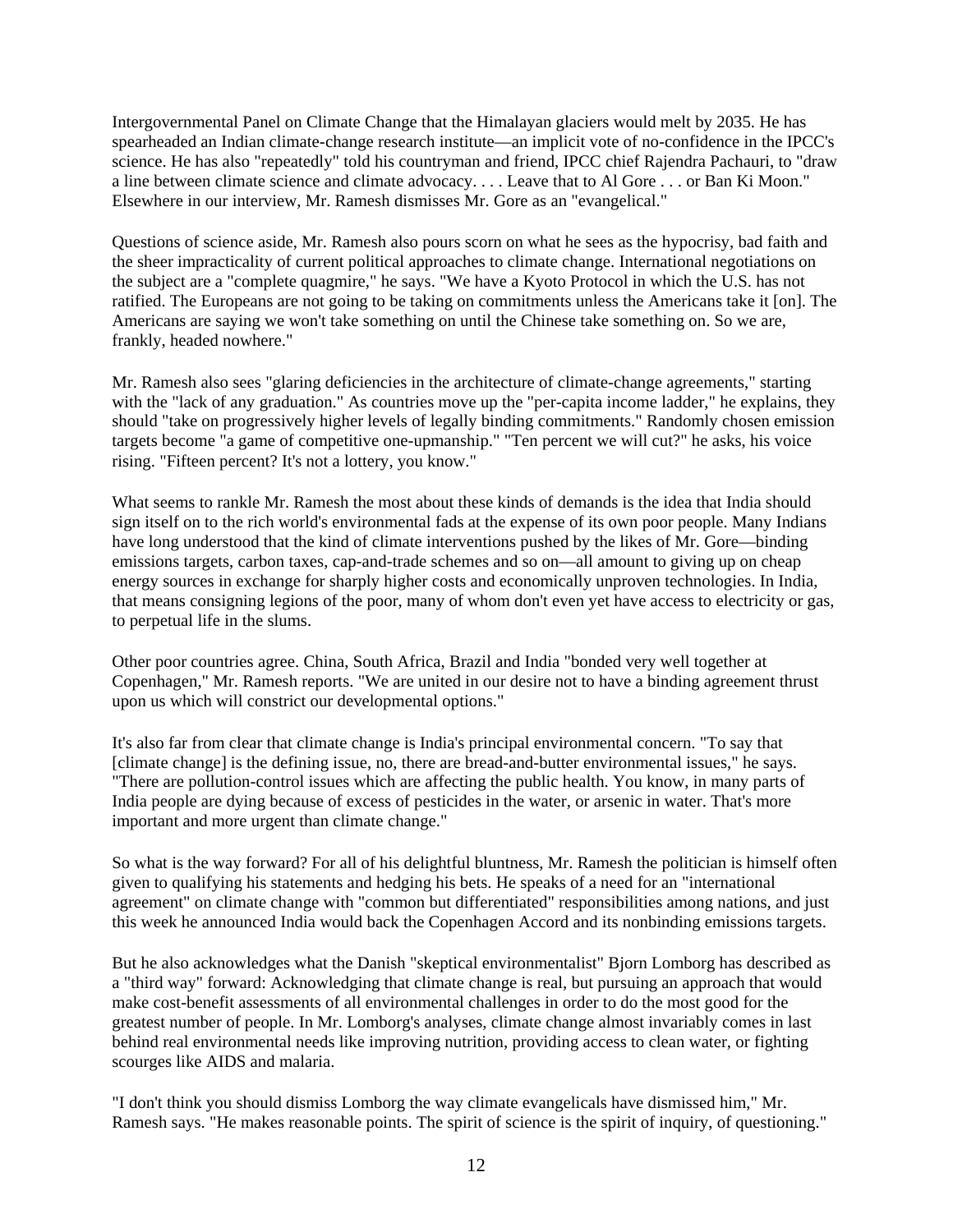Intergovernmental Panel on Climate Change that the Himalayan glaciers would melt by 2035. He has spearheaded an Indian climate-change research institute—an implicit vote of no-confidence in the IPCC's science. He has also "repeatedly" told his countryman and friend, IPCC chief Rajendra Pachauri, to "draw a line between climate science and climate advocacy. . . . Leave that to Al Gore . . . or Ban Ki Moon." Elsewhere in our interview, Mr. Ramesh dismisses Mr. Gore as an "evangelical."

Questions of science aside, Mr. Ramesh also pours scorn on what he sees as the hypocrisy, bad faith and the sheer impracticality of current political approaches to climate change. International negotiations on the subject are a "complete quagmire," he says. "We have a Kyoto Protocol in which the U.S. has not ratified. The Europeans are not going to be taking on commitments unless the Americans take it [on]. The Americans are saying we won't take something on until the Chinese take something on. So we are, frankly, headed nowhere."

Mr. Ramesh also sees "glaring deficiencies in the architecture of climate-change agreements," starting with the "lack of any graduation." As countries move up the "per-capita income ladder," he explains, they should "take on progressively higher levels of legally binding commitments." Randomly chosen emission targets become "a game of competitive one-upmanship." "Ten percent we will cut?" he asks, his voice rising. "Fifteen percent? It's not a lottery, you know."

What seems to rankle Mr. Ramesh the most about these kinds of demands is the idea that India should sign itself on to the rich world's environmental fads at the expense of its own poor people. Many Indians have long understood that the kind of climate interventions pushed by the likes of Mr. Gore—binding emissions targets, carbon taxes, cap-and-trade schemes and so on—all amount to giving up on cheap energy sources in exchange for sharply higher costs and economically unproven technologies. In India, that means consigning legions of the poor, many of whom don't even yet have access to electricity or gas, to perpetual life in the slums.

Other poor countries agree. China, South Africa, Brazil and India "bonded very well together at Copenhagen," Mr. Ramesh reports. "We are united in our desire not to have a binding agreement thrust upon us which will constrict our developmental options."

It's also far from clear that climate change is India's principal environmental concern. "To say that [climate change] is the defining issue, no, there are bread-and-butter environmental issues," he says. "There are pollution-control issues which are affecting the public health. You know, in many parts of India people are dying because of excess of pesticides in the water, or arsenic in water. That's more important and more urgent than climate change."

So what is the way forward? For all of his delightful bluntness, Mr. Ramesh the politician is himself often given to qualifying his statements and hedging his bets. He speaks of a need for an "international agreement" on climate change with "common but differentiated" responsibilities among nations, and just this week he announced India would back the Copenhagen Accord and its nonbinding emissions targets.

But he also acknowledges what the Danish "skeptical environmentalist" Bjorn Lomborg has described as a "third way" forward: Acknowledging that climate change is real, but pursuing an approach that would make cost-benefit assessments of all environmental challenges in order to do the most good for the greatest number of people. In Mr. Lomborg's analyses, climate change almost invariably comes in last behind real environmental needs like improving nutrition, providing access to clean water, or fighting scourges like AIDS and malaria.

"I don't think you should dismiss Lomborg the way climate evangelicals have dismissed him," Mr. Ramesh says. "He makes reasonable points. The spirit of science is the spirit of inquiry, of questioning."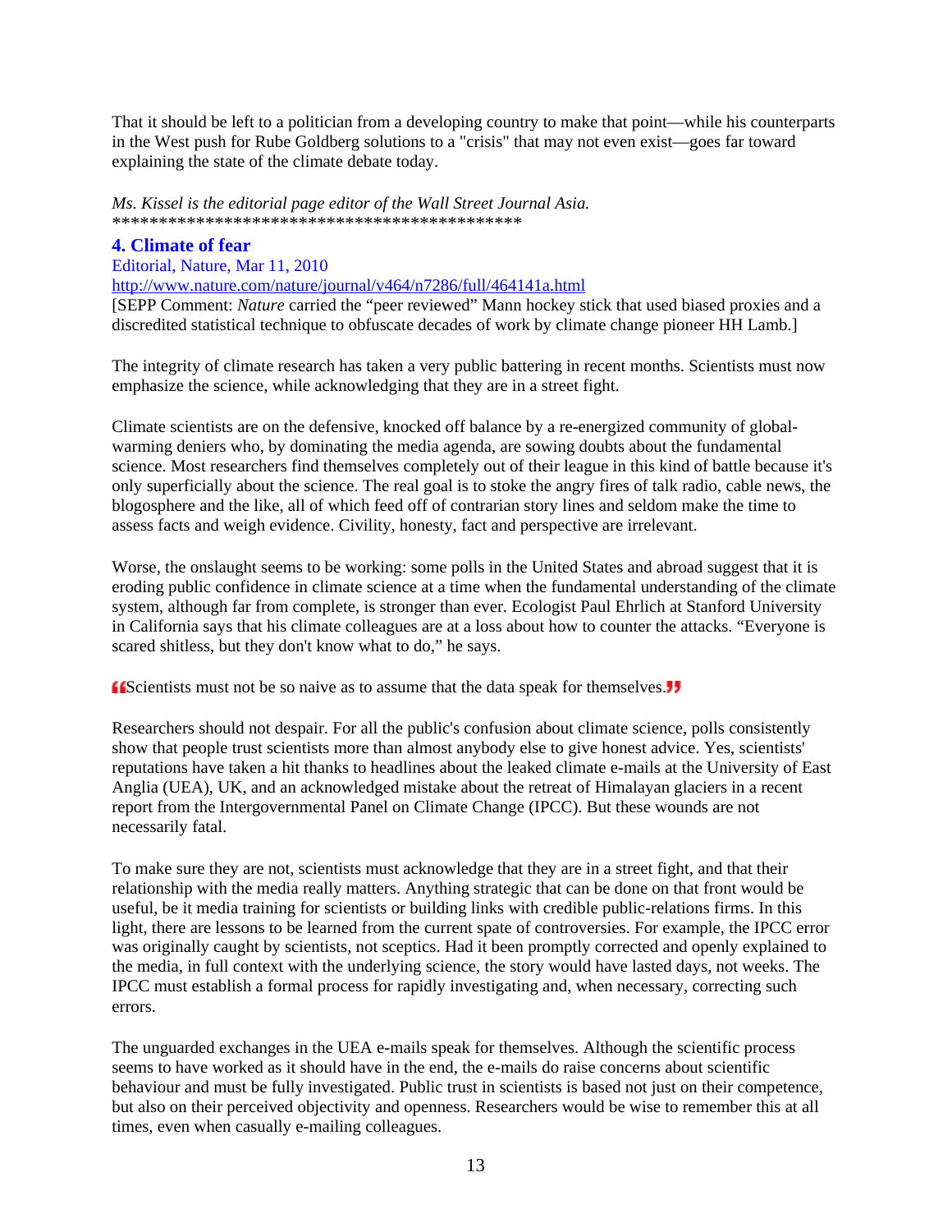That it should be left to a politician from a developing country to make that point—while his counterparts in the West push for Rube Goldberg solutions to a "crisis" that may not even exist—goes far toward explaining the state of the climate debate today.

*Ms. Kissel is the editorial page editor of the Wall Street Journal Asia.*
**********************************************

### 4. Climate of fear

Editorial, Nature, Mar 11, 2010
http://www.nature.com/nature/journal/v464/n7286/full/464141a.html

[SEPP Comment: *Nature* carried the "peer reviewed" Mann hockey stick that used biased proxies and a discredited statistical technique to obfuscate decades of work by climate change pioneer HH Lamb.]

The integrity of climate research has taken a very public battering in recent months. Scientists must now emphasize the science, while acknowledging that they are in a street fight.

Climate scientists are on the defensive, knocked off balance by a re-energized community of global-warming deniers who, by dominating the media agenda, are sowing doubts about the fundamental science. Most researchers find themselves completely out of their league in this kind of battle because it's only superficially about the science. The real goal is to stoke the angry fires of talk radio, cable news, the blogosphere and the like, all of which feed off of contrarian story lines and seldom make the time to assess facts and weigh evidence. Civility, honesty, fact and perspective are irrelevant.

Worse, the onslaught seems to be working: some polls in the United States and abroad suggest that it is eroding public confidence in climate science at a time when the fundamental understanding of the climate system, although far from complete, is stronger than ever. Ecologist Paul Ehrlich at Stanford University in California says that his climate colleagues are at a loss about how to counter the attacks. "Everyone is scared shitless, but they don't know what to do," he says.

"Scientists must not be so naive as to assume that the data speak for themselves."

Researchers should not despair. For all the public's confusion about climate science, polls consistently show that people trust scientists more than almost anybody else to give honest advice. Yes, scientists' reputations have taken a hit thanks to headlines about the leaked climate e-mails at the University of East Anglia (UEA), UK, and an acknowledged mistake about the retreat of Himalayan glaciers in a recent report from the Intergovernmental Panel on Climate Change (IPCC). But these wounds are not necessarily fatal.

To make sure they are not, scientists must acknowledge that they are in a street fight, and that their relationship with the media really matters. Anything strategic that can be done on that front would be useful, be it media training for scientists or building links with credible public-relations firms. In this light, there are lessons to be learned from the current spate of controversies. For example, the IPCC error was originally caught by scientists, not sceptics. Had it been promptly corrected and openly explained to the media, in full context with the underlying science, the story would have lasted days, not weeks. The IPCC must establish a formal process for rapidly investigating and, when necessary, correcting such errors.

The unguarded exchanges in the UEA e-mails speak for themselves. Although the scientific process seems to have worked as it should have in the end, the e-mails do raise concerns about scientific behaviour and must be fully investigated. Public trust in scientists is based not just on their competence, but also on their perceived objectivity and openness. Researchers would be wise to remember this at all times, even when casually e-mailing colleagues.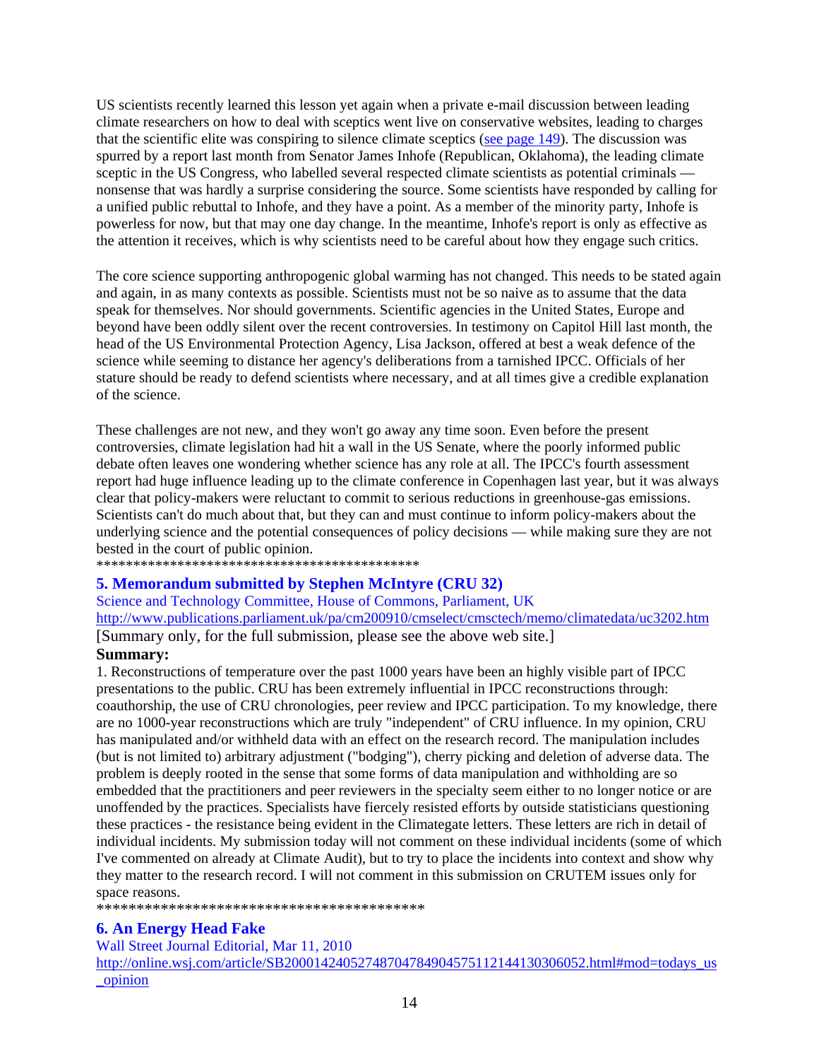US scientists recently learned this lesson yet again when a private e-mail discussion between leading climate researchers on how to deal with sceptics went live on conservative websites, leading to charges that the scientific elite was conspiring to silence climate sceptics (see page 149). The discussion was spurred by a report last month from Senator James Inhofe (Republican, Oklahoma), the leading climate sceptic in the US Congress, who labelled several respected climate scientists as potential criminals — nonsense that was hardly a surprise considering the source. Some scientists have responded by calling for a unified public rebuttal to Inhofe, and they have a point. As a member of the minority party, Inhofe is powerless for now, but that may one day change. In the meantime, Inhofe's report is only as effective as the attention it receives, which is why scientists need to be careful about how they engage such critics.

The core science supporting anthropogenic global warming has not changed. This needs to be stated again and again, in as many contexts as possible. Scientists must not be so naive as to assume that the data speak for themselves. Nor should governments. Scientific agencies in the United States, Europe and beyond have been oddly silent over the recent controversies. In testimony on Capitol Hill last month, the head of the US Environmental Protection Agency, Lisa Jackson, offered at best a weak defence of the science while seeming to distance her agency's deliberations from a tarnished IPCC. Officials of her stature should be ready to defend scientists where necessary, and at all times give a credible explanation of the science.

These challenges are not new, and they won't go away any time soon. Even before the present controversies, climate legislation had hit a wall in the US Senate, where the poorly informed public debate often leaves one wondering whether science has any role at all. The IPCC's fourth assessment report had huge influence leading up to the climate conference in Copenhagen last year, but it was always clear that policy-makers were reluctant to commit to serious reductions in greenhouse-gas emissions. Scientists can't do much about that, but they can and must continue to inform policy-makers about the underlying science and the potential consequences of policy decisions — while making sure they are not bested in the court of public opinion.
********************************************

### 5. Memorandum submitted by Stephen McIntyre (CRU 32)

Science and Technology Committee, House of Commons, Parliament, UK
http://www.publications.parliament.uk/pa/cm200910/cmselect/cmsctech/memo/climatedata/uc3202.htm
[Summary only, for the full submission, please see the above web site.]

**Summary:**

1. Reconstructions of temperature over the past 1000 years have been an highly visible part of IPCC presentations to the public. CRU has been extremely influential in IPCC reconstructions through: coauthorship, the use of CRU chronologies, peer review and IPCC participation. To my knowledge, there are no 1000-year reconstructions which are truly "independent" of CRU influence. In my opinion, CRU has manipulated and/or withheld data with an effect on the research record. The manipulation includes (but is not limited to) arbitrary adjustment ("bodging"), cherry picking and deletion of adverse data. The problem is deeply rooted in the sense that some forms of data manipulation and withholding are so embedded that the practitioners and peer reviewers in the specialty seem either to no longer notice or are unoffended by the practices. Specialists have fiercely resisted efforts by outside statisticians questioning these practices - the resistance being evident in the Climategate letters. These letters are rich in detail of individual incidents. My submission today will not comment on these individual incidents (some of which I've commented on already at Climate Audit), but to try to place the incidents into context and show why they matter to the research record. I will not comment in this submission on CRUTEM issues only for space reasons.
******************************************

### 6. An Energy Head Fake

Wall Street Journal Editorial, Mar 11, 2010
http://online.wsj.com/article/SB20001424052748704784904575112144130306052.html#mod=todays_us_opinion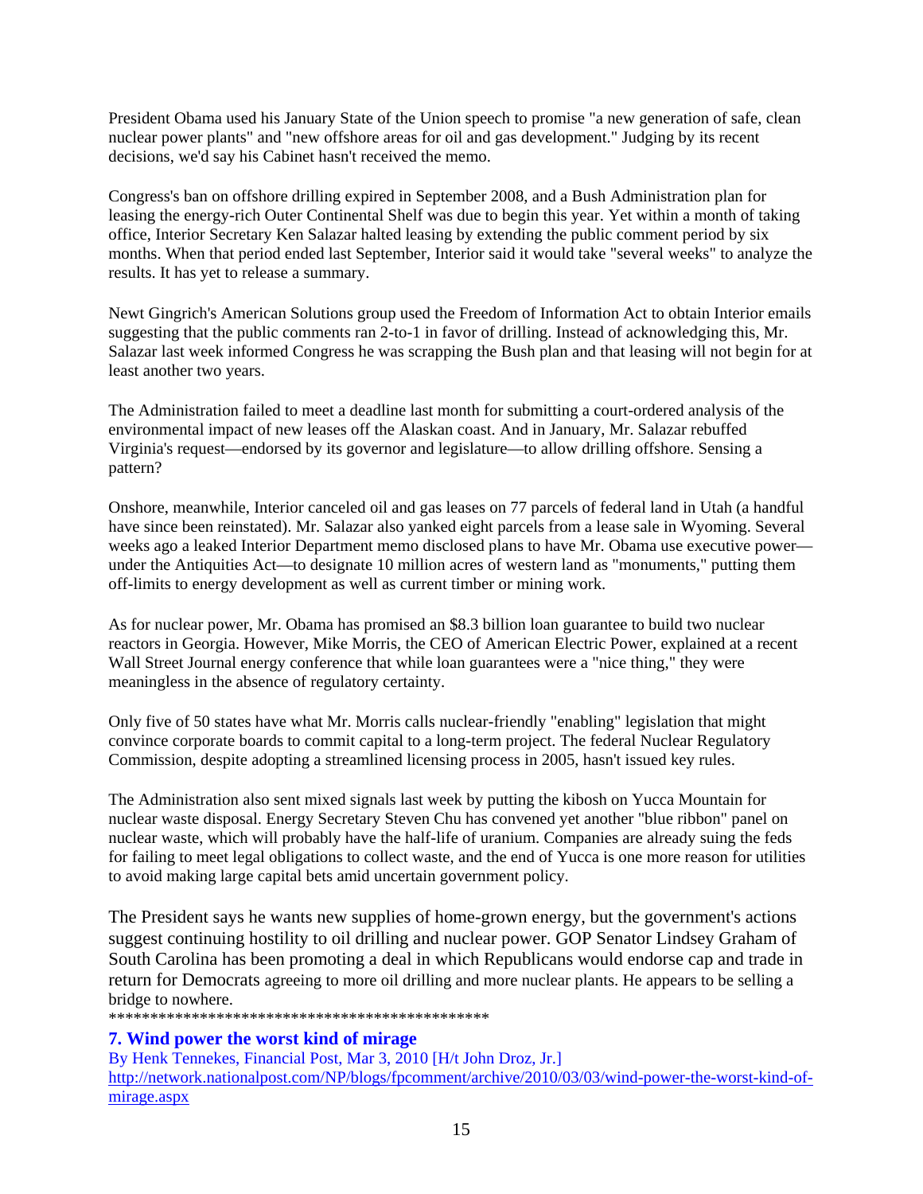President Obama used his January State of the Union speech to promise "a new generation of safe, clean nuclear power plants" and "new offshore areas for oil and gas development." Judging by its recent decisions, we'd say his Cabinet hasn't received the memo.

Congress's ban on offshore drilling expired in September 2008, and a Bush Administration plan for leasing the energy-rich Outer Continental Shelf was due to begin this year. Yet within a month of taking office, Interior Secretary Ken Salazar halted leasing by extending the public comment period by six months. When that period ended last September, Interior said it would take "several weeks" to analyze the results. It has yet to release a summary.

Newt Gingrich's American Solutions group used the Freedom of Information Act to obtain Interior emails suggesting that the public comments ran 2-to-1 in favor of drilling. Instead of acknowledging this, Mr. Salazar last week informed Congress he was scrapping the Bush plan and that leasing will not begin for at least another two years.

The Administration failed to meet a deadline last month for submitting a court-ordered analysis of the environmental impact of new leases off the Alaskan coast. And in January, Mr. Salazar rebuffed Virginia's request—endorsed by its governor and legislature—to allow drilling offshore. Sensing a pattern?

Onshore, meanwhile, Interior canceled oil and gas leases on 77 parcels of federal land in Utah (a handful have since been reinstated). Mr. Salazar also yanked eight parcels from a lease sale in Wyoming. Several weeks ago a leaked Interior Department memo disclosed plans to have Mr. Obama use executive power—under the Antiquities Act—to designate 10 million acres of western land as "monuments," putting them off-limits to energy development as well as current timber or mining work.

As for nuclear power, Mr. Obama has promised an $8.3 billion loan guarantee to build two nuclear reactors in Georgia. However, Mike Morris, the CEO of American Electric Power, explained at a recent Wall Street Journal energy conference that while loan guarantees were a "nice thing," they were meaningless in the absence of regulatory certainty.

Only five of 50 states have what Mr. Morris calls nuclear-friendly "enabling" legislation that might convince corporate boards to commit capital to a long-term project. The federal Nuclear Regulatory Commission, despite adopting a streamlined licensing process in 2005, hasn't issued key rules.

The Administration also sent mixed signals last week by putting the kibosh on Yucca Mountain for nuclear waste disposal. Energy Secretary Steven Chu has convened yet another "blue ribbon" panel on nuclear waste, which will probably have the half-life of uranium. Companies are already suing the feds for failing to meet legal obligations to collect waste, and the end of Yucca is one more reason for utilities to avoid making large capital bets amid uncertain government policy.

The President says he wants new supplies of home-grown energy, but the government's actions suggest continuing hostility to oil drilling and nuclear power. GOP Senator Lindsey Graham of South Carolina has been promoting a deal in which Republicans would endorse cap and trade in return for Democrats agreeing to more oil drilling and more nuclear plants. He appears to be selling a bridge to nowhere.

***********************************************

### 7. Wind power the worst kind of mirage

By Henk Tennekes, Financial Post, Mar 3, 2010 [H/t John Droz, Jr.]
http://network.nationalpost.com/NP/blogs/fpcomment/archive/2010/03/03/wind-power-the-worst-kind-of-mirage.aspx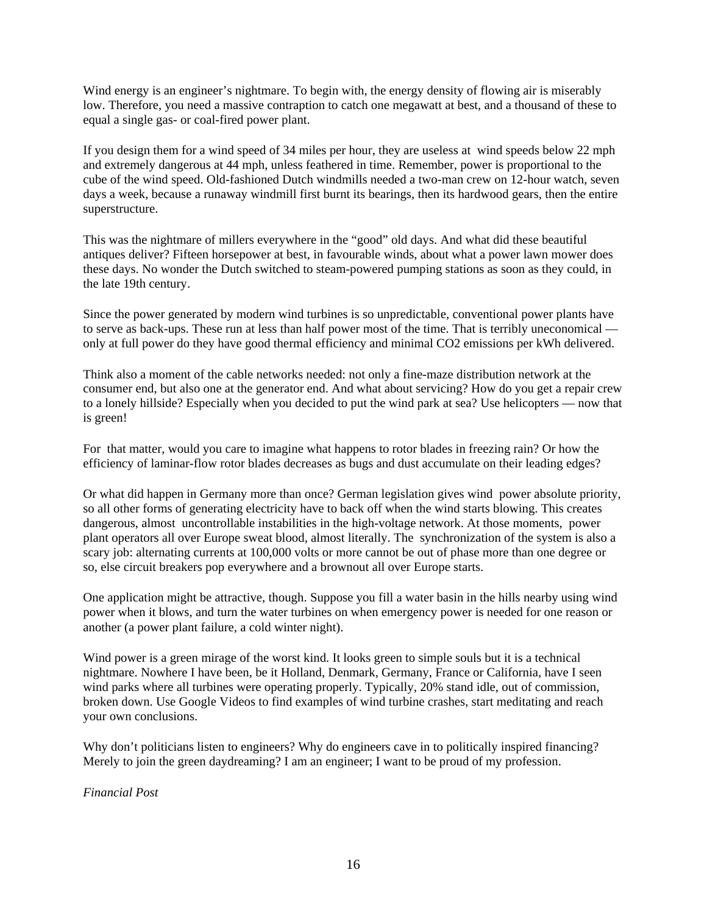Wind energy is an engineer's nightmare. To begin with, the energy density of flowing air is miserably low. Therefore, you need a massive contraption to catch one megawatt at best, and a thousand of these to equal a single gas- or coal-fired power plant.

If you design them for a wind speed of 34 miles per hour, they are useless at wind speeds below 22 mph and extremely dangerous at 44 mph, unless feathered in time. Remember, power is proportional to the cube of the wind speed. Old-fashioned Dutch windmills needed a two-man crew on 12-hour watch, seven days a week, because a runaway windmill first burnt its bearings, then its hardwood gears, then the entire superstructure.

This was the nightmare of millers everywhere in the "good" old days. And what did these beautiful antiques deliver? Fifteen horsepower at best, in favourable winds, about what a power lawn mower does these days. No wonder the Dutch switched to steam-powered pumping stations as soon as they could, in the late 19th century.

Since the power generated by modern wind turbines is so unpredictable, conventional power plants have to serve as back-ups. These run at less than half power most of the time. That is terribly uneconomical — only at full power do they have good thermal efficiency and minimal $CO_2$ emissions per kWh delivered.

Think also a moment of the cable networks needed: not only a fine-maze distribution network at the consumer end, but also one at the generator end. And what about servicing? How do you get a repair crew to a lonely hillside? Especially when you decided to put the wind park at sea? Use helicopters — now that is green!

For that matter, would you care to imagine what happens to rotor blades in freezing rain? Or how the efficiency of laminar-flow rotor blades decreases as bugs and dust accumulate on their leading edges?

Or what did happen in Germany more than once? German legislation gives wind power absolute priority, so all other forms of generating electricity have to back off when the wind starts blowing. This creates dangerous, almost uncontrollable instabilities in the high-voltage network. At those moments, power plant operators all over Europe sweat blood, almost literally. The synchronization of the system is also a scary job: alternating currents at 100,000 volts or more cannot be out of phase more than one degree or so, else circuit breakers pop everywhere and a brownout all over Europe starts.

One application might be attractive, though. Suppose you fill a water basin in the hills nearby using wind power when it blows, and turn the water turbines on when emergency power is needed for one reason or another (a power plant failure, a cold winter night).

Wind power is a green mirage of the worst kind. It looks green to simple souls but it is a technical nightmare. Nowhere I have been, be it Holland, Denmark, Germany, France or California, have I seen wind parks where all turbines were operating properly. Typically, 20% stand idle, out of commission, broken down. Use Google Videos to find examples of wind turbine crashes, start meditating and reach your own conclusions.

Why don't politicians listen to engineers? Why do engineers cave in to politically inspired financing? Merely to join the green daydreaming? I am an engineer; I want to be proud of my profession.

*Financial Post*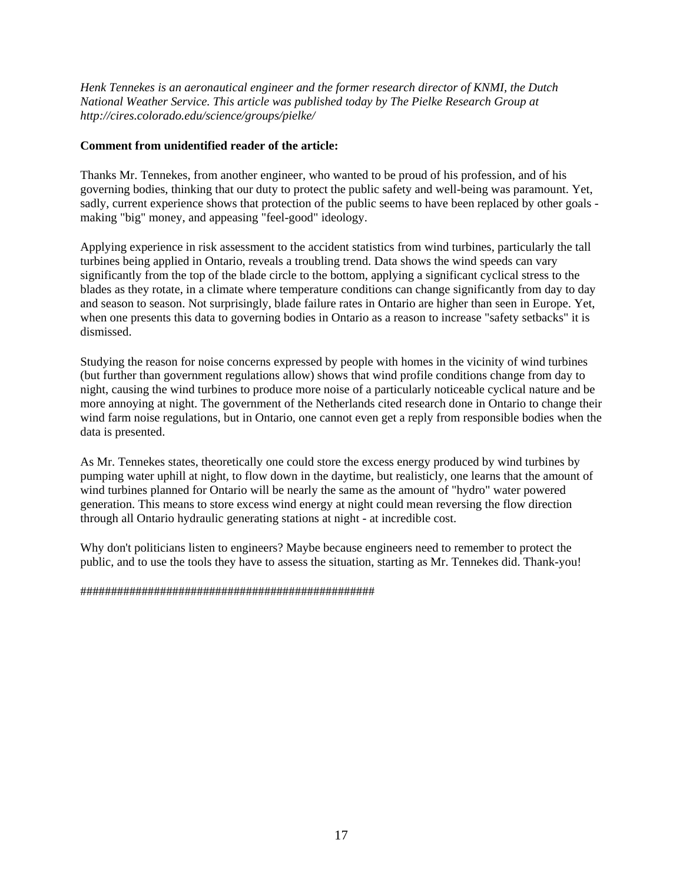*Henk Tennekes is an aeronautical engineer and the former research director of KNMI, the Dutch National Weather Service. This article was published today by The Pielke Research Group at http://cires.colorado.edu/science/groups/pielke/*

**Comment from unidentified reader of the article:**

Thanks Mr. Tennekes, from another engineer, who wanted to be proud of his profession, and of his governing bodies, thinking that our duty to protect the public safety and well-being was paramount. Yet, sadly, current experience shows that protection of the public seems to have been replaced by other goals - making "big" money, and appeasing "feel-good" ideology.

Applying experience in risk assessment to the accident statistics from wind turbines, particularly the tall turbines being applied in Ontario, reveals a troubling trend. Data shows the wind speeds can vary significantly from the top of the blade circle to the bottom, applying a significant cyclical stress to the blades as they rotate, in a climate where temperature conditions can change significantly from day to day and season to season. Not surprisingly, blade failure rates in Ontario are higher than seen in Europe. Yet, when one presents this data to governing bodies in Ontario as a reason to increase "safety setbacks" it is dismissed.

Studying the reason for noise concerns expressed by people with homes in the vicinity of wind turbines (but further than government regulations allow) shows that wind profile conditions change from day to night, causing the wind turbines to produce more noise of a particularly noticeable cyclical nature and be more annoying at night. The government of the Netherlands cited research done in Ontario to change their wind farm noise regulations, but in Ontario, one cannot even get a reply from responsible bodies when the data is presented.

As Mr. Tennekes states, theoretically one could store the excess energy produced by wind turbines by pumping water uphill at night, to flow down in the daytime, but realisticly, one learns that the amount of wind turbines planned for Ontario will be nearly the same as the amount of "hydro" water powered generation. This means to store excess wind energy at night could mean reversing the flow direction through all Ontario hydraulic generating stations at night - at incredible cost.

Why don't politicians listen to engineers? Maybe because engineers need to remember to protect the public, and to use the tools they have to assess the situation, starting as Mr. Tennekes did. Thank-you!

################################################